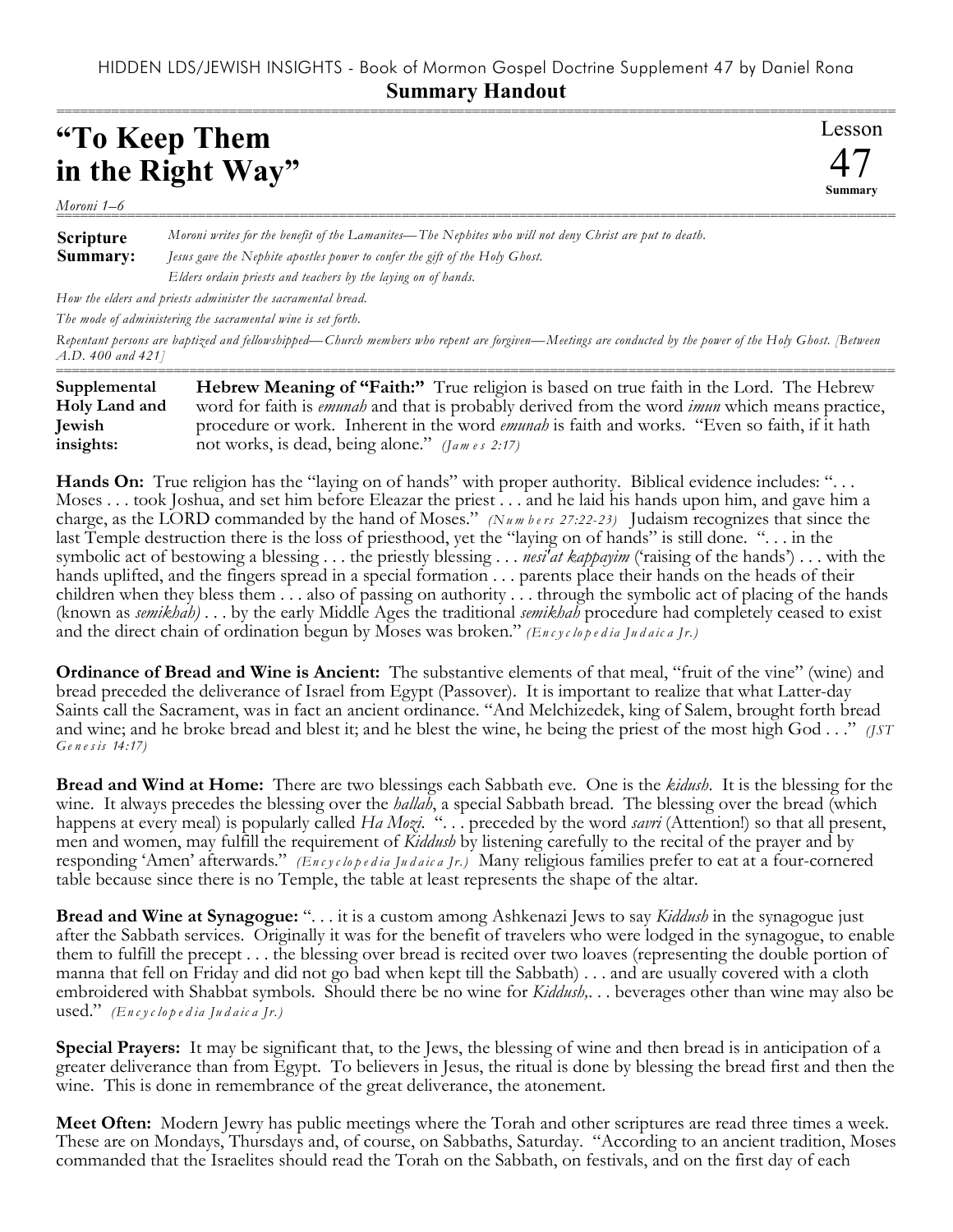HIDDEN LDS/JEWISH INSIGHTS - Book of Mormon Gospel Doctrine Supplement 47 by Daniel Rona

**Summary Handout**

# "To Keep Them in the Right Way"

Lesson 47 Summary

*Moroni 1–6*

**Scripture Summary:** *Moroni writes for the benefit of the Lamanites—The Nephites who will not deny Christ are put to death.*

*Jesus gave the Nephite apostles power to confer the gift of the Holy Ghost.*

*Elders ordain priests and teachers by the laying on of hands.*

*How the elders and priests administer the sacramental bread.*

*The mode of administering the sacramental wine is set forth.*

*Repentant persons are baptized and fellowshipped—Church members who repent are forgiven—Meetings are conducted by the power of the Holy Ghost. [Between A.D. 400 and 421]*

**Supplemental Holy Land and Jewish insights:** **Hebrew Meaning of "Faith:"** True religion is based on true faith in the Lord. The Hebrew word for faith is *emunah* and that is probably derived from the word *imun* which means practice, procedure or work. Inherent in the word *emunah* is faith and works. "Even so faith, if it hath not works, is dead, being alone." *(James 2:17)*

**Hands On:** True religion has the "laying on of hands" with proper authority. Biblical evidence includes: ". . . Moses . . . took Joshua, and set him before Eleazar the priest . . . and he laid his hands upon him, and gave him a charge, as the LORD commanded by the hand of Moses." *(Numbers 27:22-23)* Judaism recognizes that since the last Temple destruction there is the loss of priesthood, yet the "laying on of hands" is still done. ". . . in the symbolic act of bestowing a blessing . . . the priestly blessing . . . *nesi'at kappayim* ('raising of the hands') . . . with the hands uplifted, and the fingers spread in a special formation . . . parents place their hands on the heads of their children when they bless them . . . also of passing on authority . . . through the symbolic act of placing of the hands (known as *semikhah)* . . . by the early Middle Ages the traditional *semikhah* procedure had completely ceased to exist and the direct chain of ordination begun by Moses was broken." *(Encyclopedia Judaica Jr.)*

**Ordinance of Bread and Wine is Ancient:** The substantive elements of that meal, "fruit of the vine" (wine) and bread preceded the deliverance of Israel from Egypt (Passover). It is important to realize that what Latter-day Saints call the Sacrament, was in fact an ancient ordinance. "And Melchizedek, king of Salem, brought forth bread and wine; and he broke bread and blest it; and he blest the wine, he being the priest of the most high God . . ." *(JST Genesis 14:17)*

**Bread and Wind at Home:** There are two blessings each Sabbath eve. One is the *kidush*. It is the blessing for the wine. It always precedes the blessing over the *hallah*, a special Sabbath bread. The blessing over the bread (which happens at every meal) is popularly called *Ha Mozi*. ". . . preceded by the word *savri* (Attention!) so that all present, men and women, may fulfill the requirement of *Kiddush* by listening carefully to the recital of the prayer and by responding 'Amen' afterwards." *(Encyclopedia Judaica Jr.)* Many religious families prefer to eat at a four-cornered table because since there is no Temple, the table at least represents the shape of the altar.

**Bread and Wine at Synagogue:** ". . . it is a custom among Ashkenazi Jews to say *Kiddush* in the synagogue just after the Sabbath services. Originally it was for the benefit of travelers who were lodged in the synagogue, to enable them to fulfill the precept . . . the blessing over bread is recited over two loaves (representing the double portion of manna that fell on Friday and did not go bad when kept till the Sabbath) . . . and are usually covered with a cloth embroidered with Shabbat symbols. Should there be no wine for *Kiddush*,. . . beverages other than wine may also be used." *(Encyclopedia Judaica Jr.)*

**Special Prayers:** It may be significant that, to the Jews, the blessing of wine and then bread is in anticipation of a greater deliverance than from Egypt. To believers in Jesus, the ritual is done by blessing the bread first and then the wine. This is done in remembrance of the great deliverance, the atonement.

**Meet Often:** Modern Jewry has public meetings where the Torah and other scriptures are read three times a week. These are on Mondays, Thursdays and, of course, on Sabbaths, Saturday. "According to an ancient tradition, Moses commanded that the Israelites should read the Torah on the Sabbath, on festivals, and on the first day of each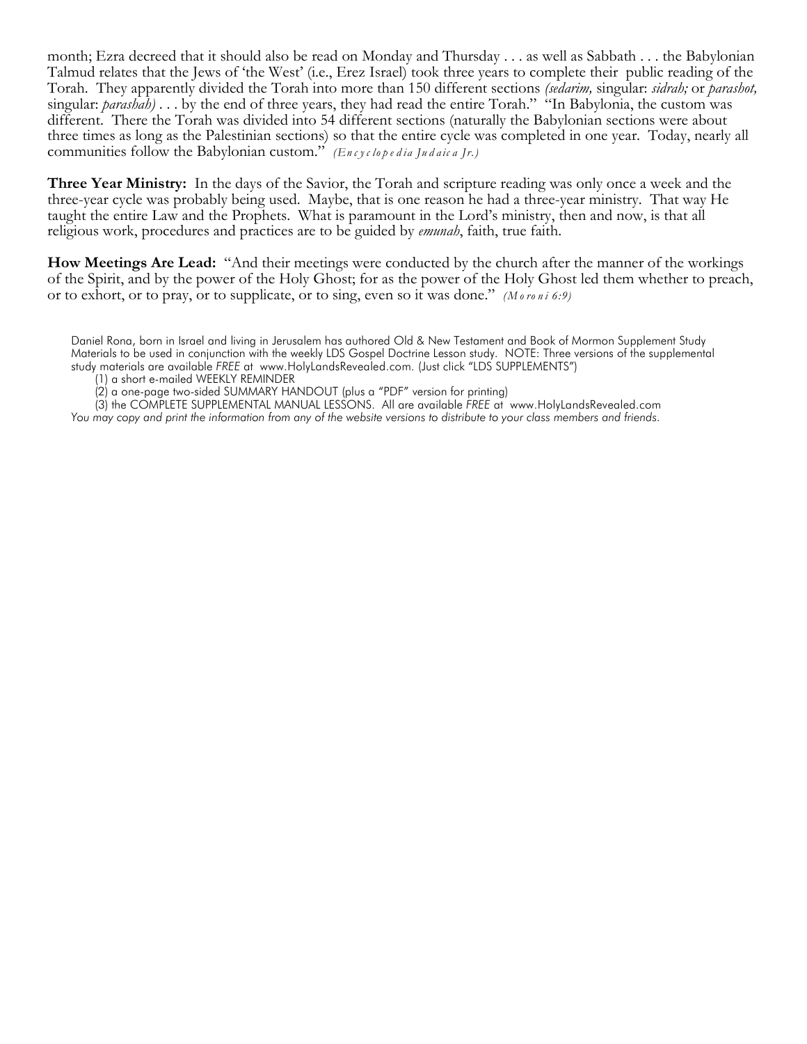month; Ezra decreed that it should also be read on Monday and Thursday . . . as well as Sabbath . . . the Babylonian Talmud relates that the Jews of 'the West' (i.e., Erez Israel) took three years to complete their public reading of the Torah. They apparently divided the Torah into more than 150 different sections *(sedarim,* singular: *sidrah;* or *parashot,* singular: *parashah)* . . . by the end of three years, they had read the entire Torah." "In Babylonia, the custom was different. There the Torah was divided into 54 different sections (naturally the Babylonian sections were about three times as long as the Palestinian sections) so that the entire cycle was completed in one year. Today, nearly all communities follow the Babylonian custom." *(Encyclopedia Judaica Jr.)*

**Three Year Ministry:** In the days of the Savior, the Torah and scripture reading was only once a week and the three-year cycle was probably being used. Maybe, that is one reason he had a three-year ministry. That way He taught the entire Law and the Prophets. What is paramount in the Lord's ministry, then and now, is that all religious work, procedures and practices are to be guided by *emunah*, faith, true faith.

**How Meetings Are Lead:** "And their meetings were conducted by the church after the manner of the workings of the Spirit, and by the power of the Holy Ghost; for as the power of the Holy Ghost led them whether to preach, or to exhort, or to pray, or to supplicate, or to sing, even so it was done." *(Moroni 6:9)*

Daniel Rona, born in Israel and living in Jerusalem has authored Old & New Testament and Book of Mormon Supplement Study Materials to be used in conjunction with the weekly LDS Gospel Doctrine Lesson study. NOTE: Three versions of the supplemental study materials are available *FREE* at www.HolyLandsRevealed.com. (Just click "LDS SUPPLEMENTS")

(1) a short e-mailed WEEKLY REMINDER
(2) a one-page two-sided SUMMARY HANDOUT (plus a "PDF" version for printing)
(3) the COMPLETE SUPPLEMENTAL MANUAL LESSONS. All are available *FREE* at www.HolyLandsRevealed.com

*You may copy and print the information from any of the website versions to distribute to your class members and friends.*